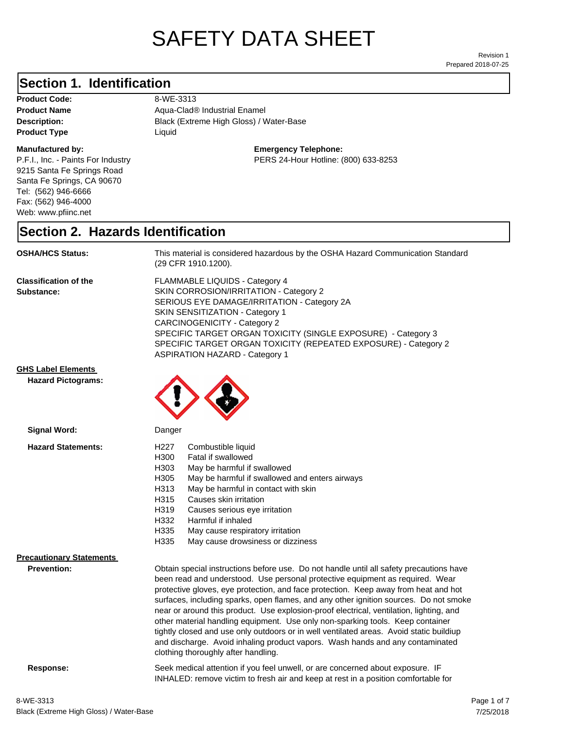# SAFETY DATA SHEET

Revision 1
Prepared 2018-07-25

## Section 1. Identification

**Product Code:** 8-WE-3313
**Product Name** Aqua-Clad® Industrial Enamel
**Description:** Black (Extreme High Gloss) / Water-Base
**Product Type** Liquid

**Manufactured by:**
P.F.I., Inc. - Paints For Industry
9215 Santa Fe Springs Road
Santa Fe Springs, CA 90670
Tel: (562) 946-6666
Fax: (562) 946-4000
Web: www.pfiinc.net

**Emergency Telephone:**
PERS 24-Hour Hotline: (800) 633-8253

## Section 2. Hazards Identification

**OSHA/HCS Status:** This material is considered hazardous by the OSHA Hazard Communication Standard (29 CFR 1910.1200).

**Classification of the Substance:**
FLAMMABLE LIQUIDS - Category 4
SKIN CORROSION/IRRITATION - Category 2
SERIOUS EYE DAMAGE/IRRITATION - Category 2A
SKIN SENSITIZATION - Category 1
CARCINOGENICITY - Category 2
SPECIFIC TARGET ORGAN TOXICITY (SINGLE EXPOSURE) - Category 3
SPECIFIC TARGET ORGAN TOXICITY (REPEATED EXPOSURE) - Category 2
ASPIRATION HAZARD - Category 1

**GHS Label Elements**

**Hazard Pictograms:**

**Signal Word:** Danger

**Hazard Statements:**
H227 Combustible liquid
H300 Fatal if swallowed
H303 May be harmful if swallowed
H305 May be harmful if swallowed and enters airways
H313 May be harmful in contact with skin
H315 Causes skin irritation
H319 Causes serious eye irritation
H332 Harmful if inhaled
H335 May cause respiratory irritation
H335 May cause drowsiness or dizziness

**Precautionary Statements**

**Prevention:** Obtain special instructions before use. Do not handle until all safety precautions have been read and understood. Use personal protective equipment as required. Wear protective gloves, eye protection, and face protection. Keep away from heat and hot surfaces, including sparks, open flames, and any other ignition sources. Do not smoke near or around this product. Use explosion-proof electrical, ventilation, lighting, and other material handling equipment. Use only non-sparking tools. Keep container tightly closed and use only outdoors or in well ventilated areas. Avoid static buildiup and discharge. Avoid inhaling product vapors. Wash hands and any contaminated clothing thoroughly after handling.

**Response:** Seek medical attention if you feel unwell, or are concerned about exposure. IF INHALED: remove victim to fresh air and keep at rest in a position comfortable for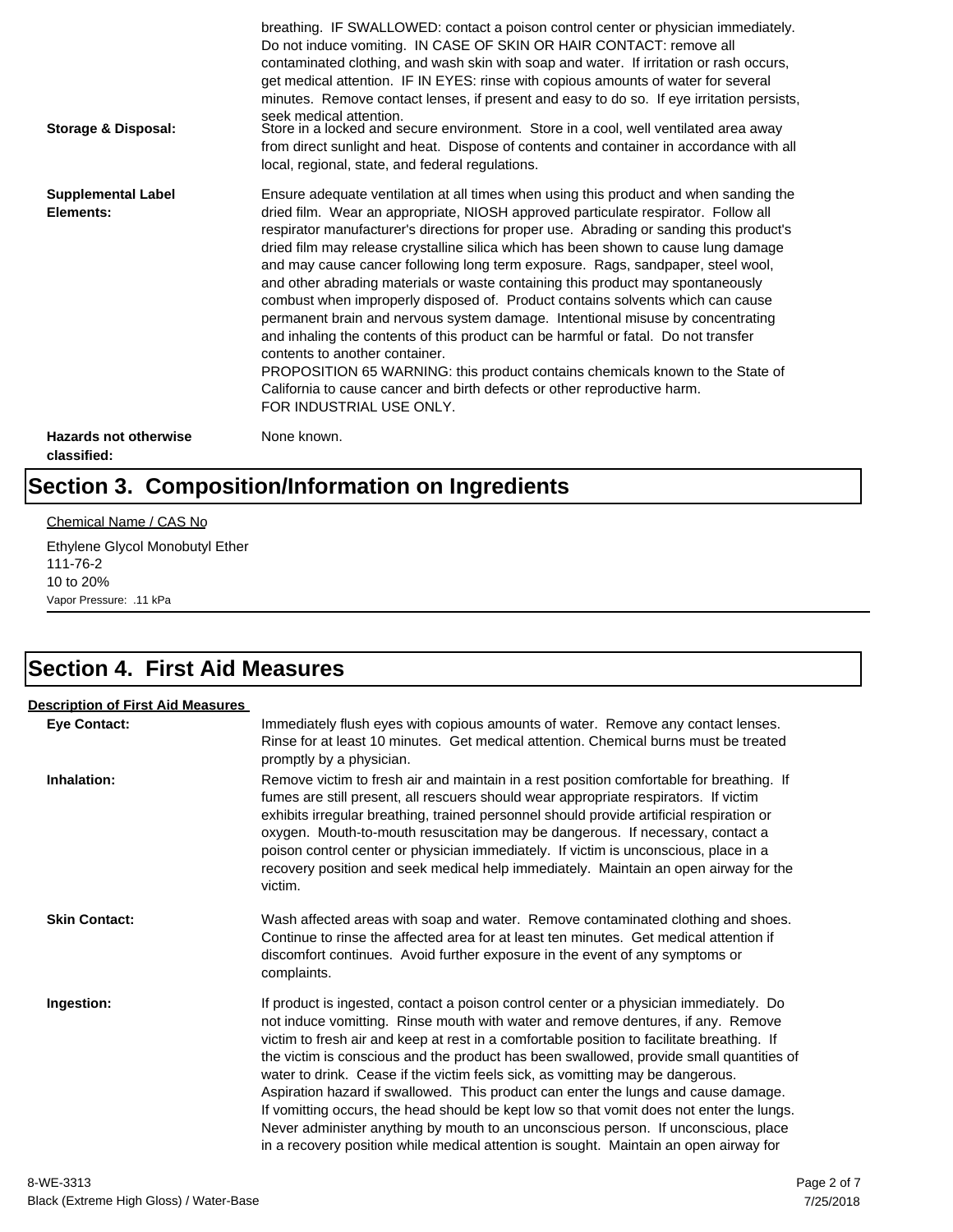breathing. IF SWALLOWED: contact a poison control center or physician immediately. Do not induce vomiting. IN CASE OF SKIN OR HAIR CONTACT: remove all contaminated clothing, and wash skin with soap and water. If irritation or rash occurs, get medical attention. IF IN EYES: rinse with copious amounts of water for several minutes. Remove contact lenses, if present and easy to do so. If eye irritation persists, seek medical attention.

**Storage & Disposal:** Store in a locked and secure environment. Store in a cool, well ventilated area away from direct sunlight and heat. Dispose of contents and container in accordance with all local, regional, state, and federal regulations.

**Supplemental Label Elements:** Ensure adequate ventilation at all times when using this product and when sanding the dried film. Wear an appropriate, NIOSH approved particulate respirator. Follow all respirator manufacturer's directions for proper use. Abrading or sanding this product's dried film may release crystalline silica which has been shown to cause lung damage and may cause cancer following long term exposure. Rags, sandpaper, steel wool, and other abrading materials or waste containing this product may spontaneously combust when improperly disposed of. Product contains solvents which can cause permanent brain and nervous system damage. Intentional misuse by concentrating and inhaling the contents of this product can be harmful or fatal. Do not transfer contents to another container.
PROPOSITION 65 WARNING: this product contains chemicals known to the State of California to cause cancer and birth defects or other reproductive harm.
FOR INDUSTRIAL USE ONLY.

**Hazards not otherwise classified:** None known.

# Section 3. Composition/Information on Ingredients

Chemical Name / CAS No

Ethylene Glycol Monobutyl Ether
111-76-2
10 to 20%
Vapor Pressure: .11 kPa

# Section 4. First Aid Measures

**Description of First Aid Measures**

**Eye Contact:** Immediately flush eyes with copious amounts of water. Remove any contact lenses. Rinse for at least 10 minutes. Get medical attention. Chemical burns must be treated promptly by a physician.

**Inhalation:** Remove victim to fresh air and maintain in a rest position comfortable for breathing. If fumes are still present, all rescuers should wear appropriate respirators. If victim exhibits irregular breathing, trained personnel should provide artificial respiration or oxygen. Mouth-to-mouth resuscitation may be dangerous. If necessary, contact a poison control center or physician immediately. If victim is unconscious, place in a recovery position and seek medical help immediately. Maintain an open airway for the victim.

**Skin Contact:** Wash affected areas with soap and water. Remove contaminated clothing and shoes. Continue to rinse the affected area for at least ten minutes. Get medical attention if discomfort continues. Avoid further exposure in the event of any symptoms or complaints.

**Ingestion:** If product is ingested, contact a poison control center or a physician immediately. Do not induce vomitting. Rinse mouth with water and remove dentures, if any. Remove victim to fresh air and keep at rest in a comfortable position to facilitate breathing. If the victim is conscious and the product has been swallowed, provide small quantities of water to drink. Cease if the victim feels sick, as vomitting may be dangerous. Aspiration hazard if swallowed. This product can enter the lungs and cause damage. If vomitting occurs, the head should be kept low so that vomit does not enter the lungs. Never administer anything by mouth to an unconscious person. If unconscious, place in a recovery position while medical attention is sought. Maintain an open airway for

8-WE-3313
Black (Extreme High Gloss) / Water-Base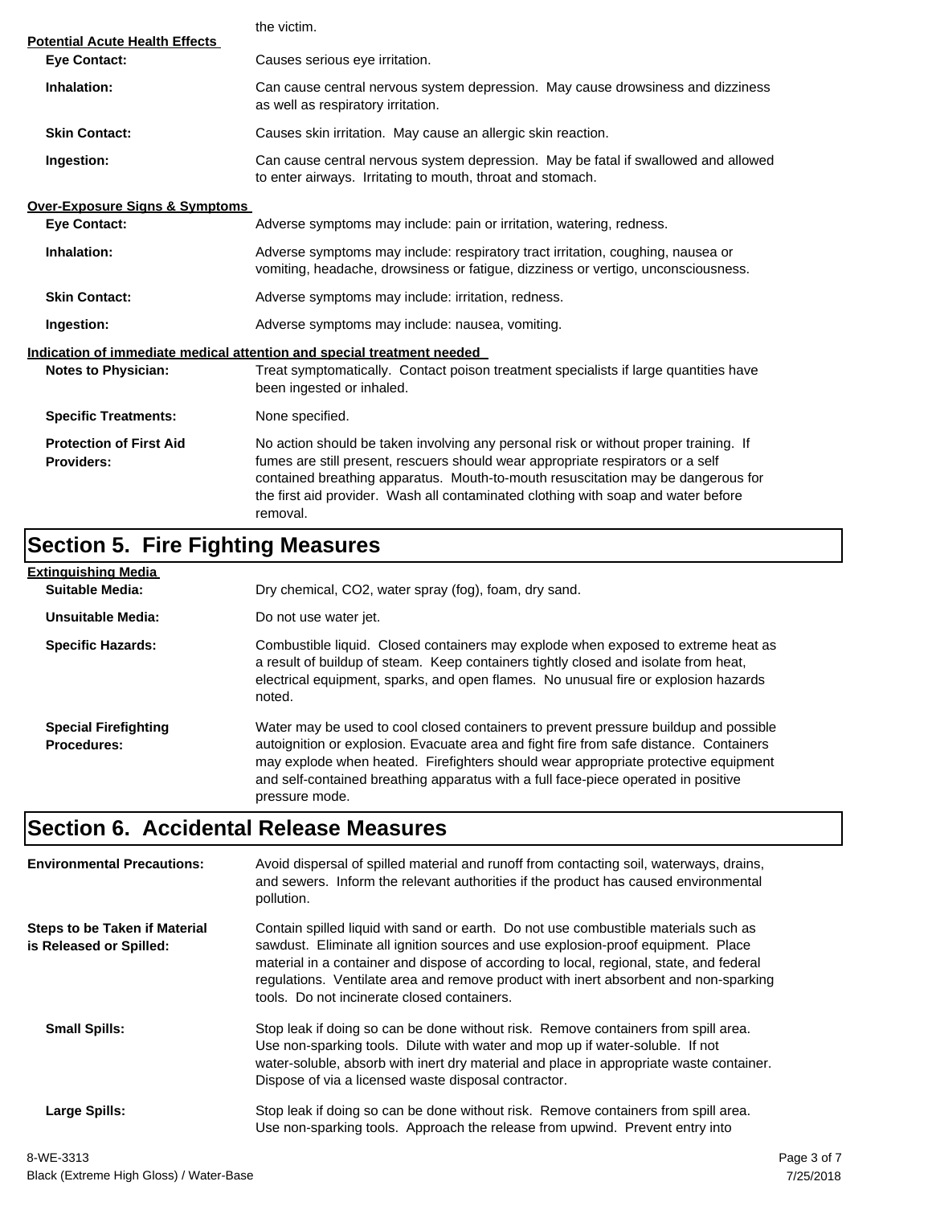the victim.

**Potential Acute Health Effects**

**Eye Contact:** Causes serious eye irritation.

**Inhalation:** Can cause central nervous system depression. May cause drowsiness and dizziness as well as respiratory irritation.

**Skin Contact:** Causes skin irritation. May cause an allergic skin reaction.

**Ingestion:** Can cause central nervous system depression. May be fatal if swallowed and allowed to enter airways. Irritating to mouth, throat and stomach.

**Over-Exposure Signs & Symptoms**

**Eye Contact:** Adverse symptoms may include: pain or irritation, watering, redness.

**Inhalation:** Adverse symptoms may include: respiratory tract irritation, coughing, nausea or vomiting, headache, drowsiness or fatigue, dizziness or vertigo, unconsciousness.

**Skin Contact:** Adverse symptoms may include: irritation, redness.

**Ingestion:** Adverse symptoms may include: nausea, vomiting.

**Indication of immediate medical attention and special treatment needed**

**Notes to Physician:** Treat symptomatically. Contact poison treatment specialists if large quantities have been ingested or inhaled.

**Specific Treatments:** None specified.

**Protection of First Aid Providers:** No action should be taken involving any personal risk or without proper training. If fumes are still present, rescuers should wear appropriate respirators or a self contained breathing apparatus. Mouth-to-mouth resuscitation may be dangerous for the first aid provider. Wash all contaminated clothing with soap and water before removal.

## Section 5. Fire Fighting Measures

**Extinguishing Media**

**Suitable Media:** Dry chemical, $CO_2$, water spray (fog), foam, dry sand.

**Unsuitable Media:** Do not use water jet.

**Specific Hazards:** Combustible liquid. Closed containers may explode when exposed to extreme heat as a result of buildup of steam. Keep containers tightly closed and isolate from heat, electrical equipment, sparks, and open flames. No unusual fire or explosion hazards noted.

**Special Firefighting Procedures:** Water may be used to cool closed containers to prevent pressure buildup and possible autoignition or explosion. Evacuate area and fight fire from safe distance. Containers may explode when heated. Firefighters should wear appropriate protective equipment and self-contained breathing apparatus with a full face-piece operated in positive pressure mode.

## Section 6. Accidental Release Measures

**Environmental Precautions:** Avoid dispersal of spilled material and runoff from contacting soil, waterways, drains, and sewers. Inform the relevant authorities if the product has caused environmental pollution.

**Steps to be Taken if Material is Released or Spilled:** Contain spilled liquid with sand or earth. Do not use combustible materials such as sawdust. Eliminate all ignition sources and use explosion-proof equipment. Place material in a container and dispose of according to local, regional, state, and federal regulations. Ventilate area and remove product with inert absorbent and non-sparking tools. Do not incinerate closed containers.

**Small Spills:** Stop leak if doing so can be done without risk. Remove containers from spill area. Use non-sparking tools. Dilute with water and mop up if water-soluble. If not water-soluble, absorb with inert dry material and place in appropriate waste container. Dispose of via a licensed waste disposal contractor.

**Large Spills:** Stop leak if doing so can be done without risk. Remove containers from spill area. Use non-sparking tools. Approach the release from upwind. Prevent entry into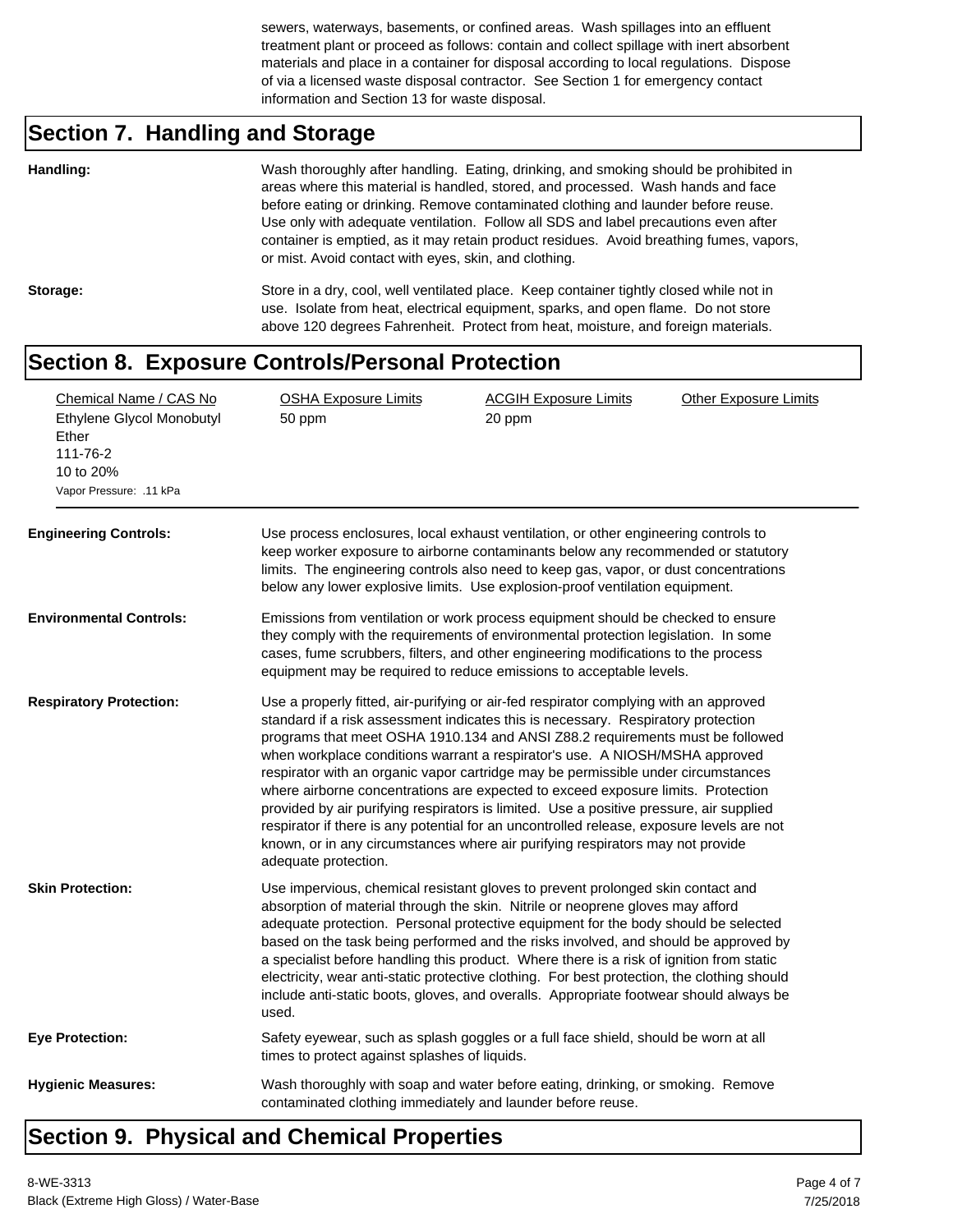sewers, waterways, basements, or confined areas. Wash spillages into an effluent treatment plant or proceed as follows: contain and collect spillage with inert absorbent materials and place in a container for disposal according to local regulations. Dispose of via a licensed waste disposal contractor. See Section 1 for emergency contact information and Section 13 for waste disposal.

## Section 7. Handling and Storage

**Handling:**

Wash thoroughly after handling. Eating, drinking, and smoking should be prohibited in areas where this material is handled, stored, and processed. Wash hands and face before eating or drinking. Remove contaminated clothing and launder before reuse. Use only with adequate ventilation. Follow all SDS and label precautions even after container is emptied, as it may retain product residues. Avoid breathing fumes, vapors, or mist. Avoid contact with eyes, skin, and clothing.

**Storage:**

Store in a dry, cool, well ventilated place. Keep container tightly closed while not in use. Isolate from heat, electrical equipment, sparks, and open flame. Do not store above 120 degrees Fahrenheit. Protect from heat, moisture, and foreign materials.

## Section 8. Exposure Controls/Personal Protection

| Chemical Name / CAS No | OSHA Exposure Limits | ACGIH Exposure Limits | Other Exposure Limits |
| --- | --- | --- | --- |
| Ethylene Glycol Monobutyl Ether<br>111-76-2<br>10 to 20%<br>Vapor Pressure: .11 kPa | 50 ppm | 20 ppm | |

**Engineering Controls:**

Use process enclosures, local exhaust ventilation, or other engineering controls to keep worker exposure to airborne contaminants below any recommended or statutory limits. The engineering controls also need to keep gas, vapor, or dust concentrations below any lower explosive limits. Use explosion-proof ventilation equipment.

**Environmental Controls:**

Emissions from ventilation or work process equipment should be checked to ensure they comply with the requirements of environmental protection legislation. In some cases, fume scrubbers, filters, and other engineering modifications to the process equipment may be required to reduce emissions to acceptable levels.

**Respiratory Protection:**

Use a properly fitted, air-purifying or air-fed respirator complying with an approved standard if a risk assessment indicates this is necessary. Respiratory protection programs that meet OSHA 1910.134 and ANSI Z88.2 requirements must be followed when workplace conditions warrant a respirator's use. A NIOSH/MSHA approved respirator with an organic vapor cartridge may be permissible under circumstances where airborne concentrations are expected to exceed exposure limits. Protection provided by air purifying respirators is limited. Use a positive pressure, air supplied respirator if there is any potential for an uncontrolled release, exposure levels are not known, or in any circumstances where air purifying respirators may not provide adequate protection.

**Skin Protection:**

Use impervious, chemical resistant gloves to prevent prolonged skin contact and absorption of material through the skin. Nitrile or neoprene gloves may afford adequate protection. Personal protective equipment for the body should be selected based on the task being performed and the risks involved, and should be approved by a specialist before handling this product. Where there is a risk of ignition from static electricity, wear anti-static protective clothing. For best protection, the clothing should include anti-static boots, gloves, and overalls. Appropriate footwear should always be used.

**Eye Protection:**

Safety eyewear, such as splash goggles or a full face shield, should be worn at all times to protect against splashes of liquids.

**Hygienic Measures:**

Wash thoroughly with soap and water before eating, drinking, or smoking. Remove contaminated clothing immediately and launder before reuse.

## Section 9. Physical and Chemical Properties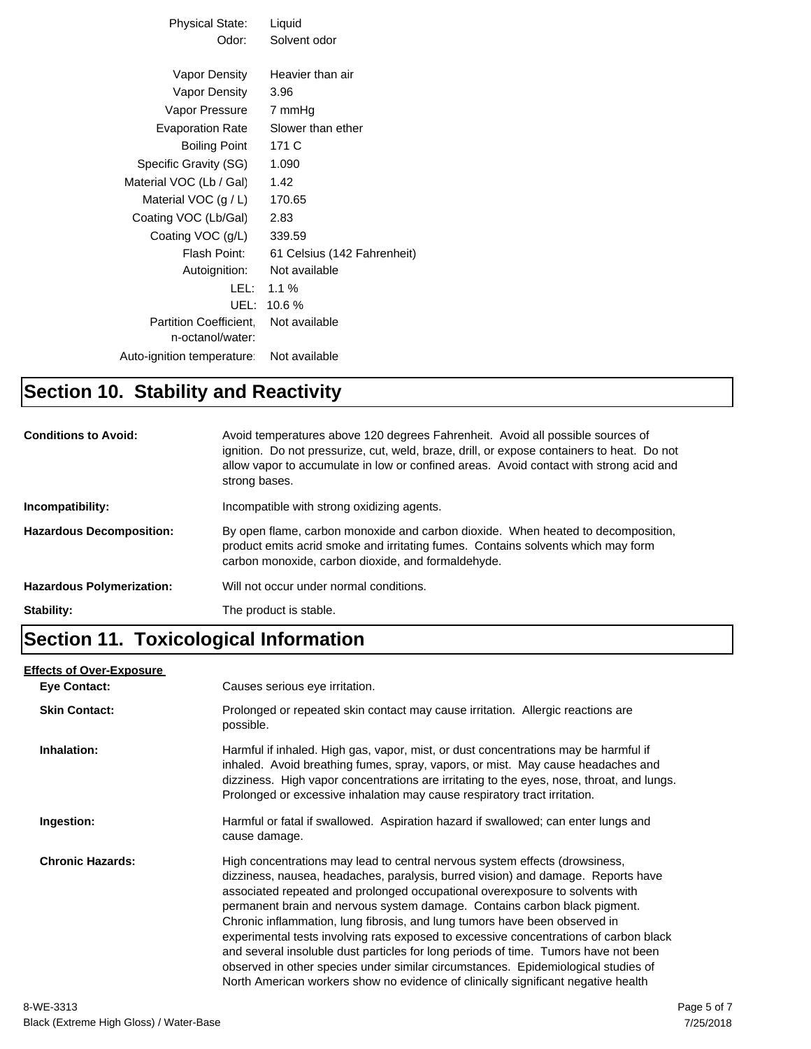| | |
|---|---|
| Physical State: | Liquid |
| Odor: | Solvent odor |
| Vapor Density | Heavier than air |
| Vapor Density | 3.96 |
| Vapor Pressure | 7 mmHg |
| Evaporation Rate | Slower than ether |
| Boiling Point | 171 C |
| Specific Gravity (SG) | 1.090 |
| Material VOC (Lb / Gal) | 1.42 |
| Material VOC (g / L) | 170.65 |
| Coating VOC (Lb/Gal) | 2.83 |
| Coating VOC (g/L) | 339.59 |
| Flash Point: | 61 Celsius (142 Fahrenheit) |
| Autoignition: | Not available |
| LEL: | 1.1 % |
| UEL: | 10.6 % |
| Partition Coefficient, n-octanol/water: | Not available |
| Auto-ignition temperature: | Not available |

# Section 10. Stability and Reactivity

**Conditions to Avoid:** Avoid temperatures above 120 degrees Fahrenheit. Avoid all possible sources of ignition. Do not pressurize, cut, weld, braze, drill, or expose containers to heat. Do not allow vapor to accumulate in low or confined areas. Avoid contact with strong acid and strong bases.

**Incompatibility:** Incompatible with strong oxidizing agents.

**Hazardous Decomposition:** By open flame, carbon monoxide and carbon dioxide. When heated to decomposition, product emits acrid smoke and irritating fumes. Contains solvents which may form carbon monoxide, carbon dioxide, and formaldehyde.

**Hazardous Polymerization:** Will not occur under normal conditions.

**Stability:** The product is stable.

# Section 11. Toxicological Information

**Effects of Over-Exposure**

**Eye Contact:** Causes serious eye irritation.

**Skin Contact:** Prolonged or repeated skin contact may cause irritation. Allergic reactions are possible.

**Inhalation:** Harmful if inhaled. High gas, vapor, mist, or dust concentrations may be harmful if inhaled. Avoid breathing fumes, spray, vapors, or mist. May cause headaches and dizziness. High vapor concentrations are irritating to the eyes, nose, throat, and lungs. Prolonged or excessive inhalation may cause respiratory tract irritation.

**Ingestion:** Harmful or fatal if swallowed. Aspiration hazard if swallowed; can enter lungs and cause damage.

**Chronic Hazards:** High concentrations may lead to central nervous system effects (drowsiness, dizziness, nausea, headaches, paralysis, burred vision) and damage. Reports have associated repeated and prolonged occupational overexposure to solvents with permanent brain and nervous system damage. Contains carbon black pigment. Chronic inflammation, lung fibrosis, and lung tumors have been observed in experimental tests involving rats exposed to excessive concentrations of carbon black and several insoluble dust particles for long periods of time. Tumors have not been observed in other species under similar circumstances. Epidemiological studies of North American workers show no evidence of clinically significant negative health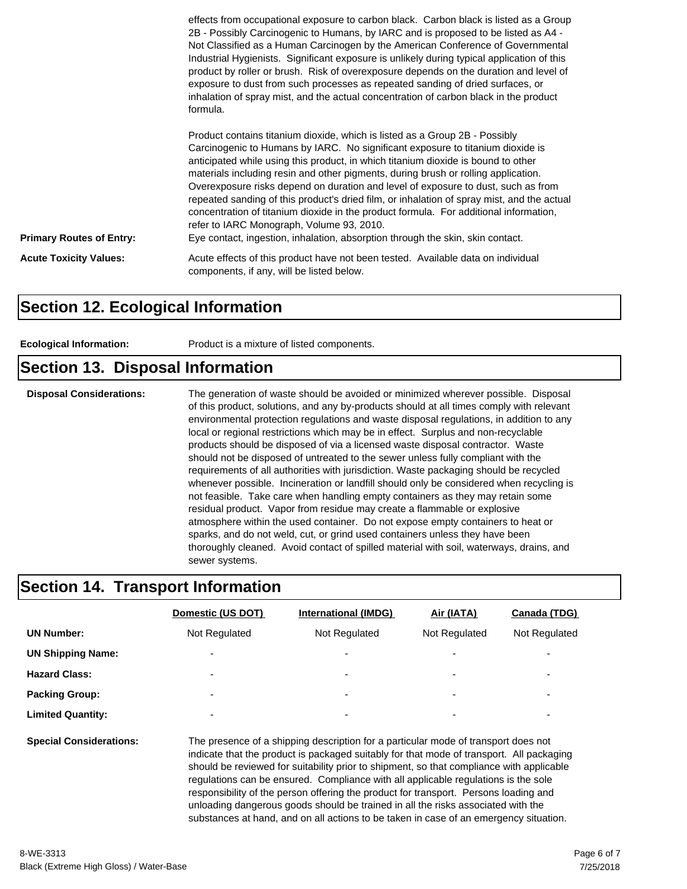effects from occupational exposure to carbon black. Carbon black is listed as a Group 2B - Possibly Carcinogenic to Humans, by IARC and is proposed to be listed as A4 - Not Classified as a Human Carcinogen by the American Conference of Governmental Industrial Hygienists. Significant exposure is unlikely during typical application of this product by roller or brush. Risk of overexposure depends on the duration and level of exposure to dust from such processes as repeated sanding of dried surfaces, or inhalation of spray mist, and the actual concentration of carbon black in the product formula.

Product contains titanium dioxide, which is listed as a Group 2B - Possibly Carcinogenic to Humans by IARC. No significant exposure to titanium dioxide is anticipated while using this product, in which titanium dioxide is bound to other materials including resin and other pigments, during brush or rolling application. Overexposure risks depend on duration and level of exposure to dust, such as from repeated sanding of this product's dried film, or inhalation of spray mist, and the actual concentration of titanium dioxide in the product formula. For additional information, refer to IARC Monograph, Volume 93, 2010.

**Primary Routes of Entry:** Eye contact, ingestion, inhalation, absorption through the skin, skin contact.

**Acute Toxicity Values:** Acute effects of this product have not been tested. Available data on individual components, if any, will be listed below.

## Section 12. Ecological Information

**Ecological Information:** Product is a mixture of listed components.

## Section 13. Disposal Information

**Disposal Considerations:** The generation of waste should be avoided or minimized wherever possible. Disposal of this product, solutions, and any by-products should at all times comply with relevant environmental protection regulations and waste disposal regulations, in addition to any local or regional restrictions which may be in effect. Surplus and non-recyclable products should be disposed of via a licensed waste disposal contractor. Waste should not be disposed of untreated to the sewer unless fully compliant with the requirements of all authorities with jurisdiction. Waste packaging should be recycled whenever possible. Incineration or landfill should only be considered when recycling is not feasible. Take care when handling empty containers as they may retain some residual product. Vapor from residue may create a flammable or explosive atmosphere within the used container. Do not expose empty containers to heat or sparks, and do not weld, cut, or grind used containers unless they have been thoroughly cleaned. Avoid contact of spilled material with soil, waterways, drains, and sewer systems.

## Section 14. Transport Information

| | Domestic (US DOT) | International (IMDG) | Air (IATA) | Canada (TDG) |
|---|---|---|---|---|
| **UN Number:** | Not Regulated | Not Regulated | Not Regulated | Not Regulated |
| **UN Shipping Name:** | - | - | - | - |
| **Hazard Class:** | - | - | - | - |
| **Packing Group:** | - | - | - | - |
| **Limited Quantity:** | - | - | - | - |

**Special Considerations:** The presence of a shipping description for a particular mode of transport does not indicate that the product is packaged suitably for that mode of transport. All packaging should be reviewed for suitability prior to shipment, so that compliance with applicable regulations can be ensured. Compliance with all applicable regulations is the sole responsibility of the person offering the product for transport. Persons loading and unloading dangerous goods should be trained in all the risks associated with the substances at hand, and on all actions to be taken in case of an emergency situation.

8-WE-3313
Black (Extreme High Gloss) / Water-Base
7/25/2018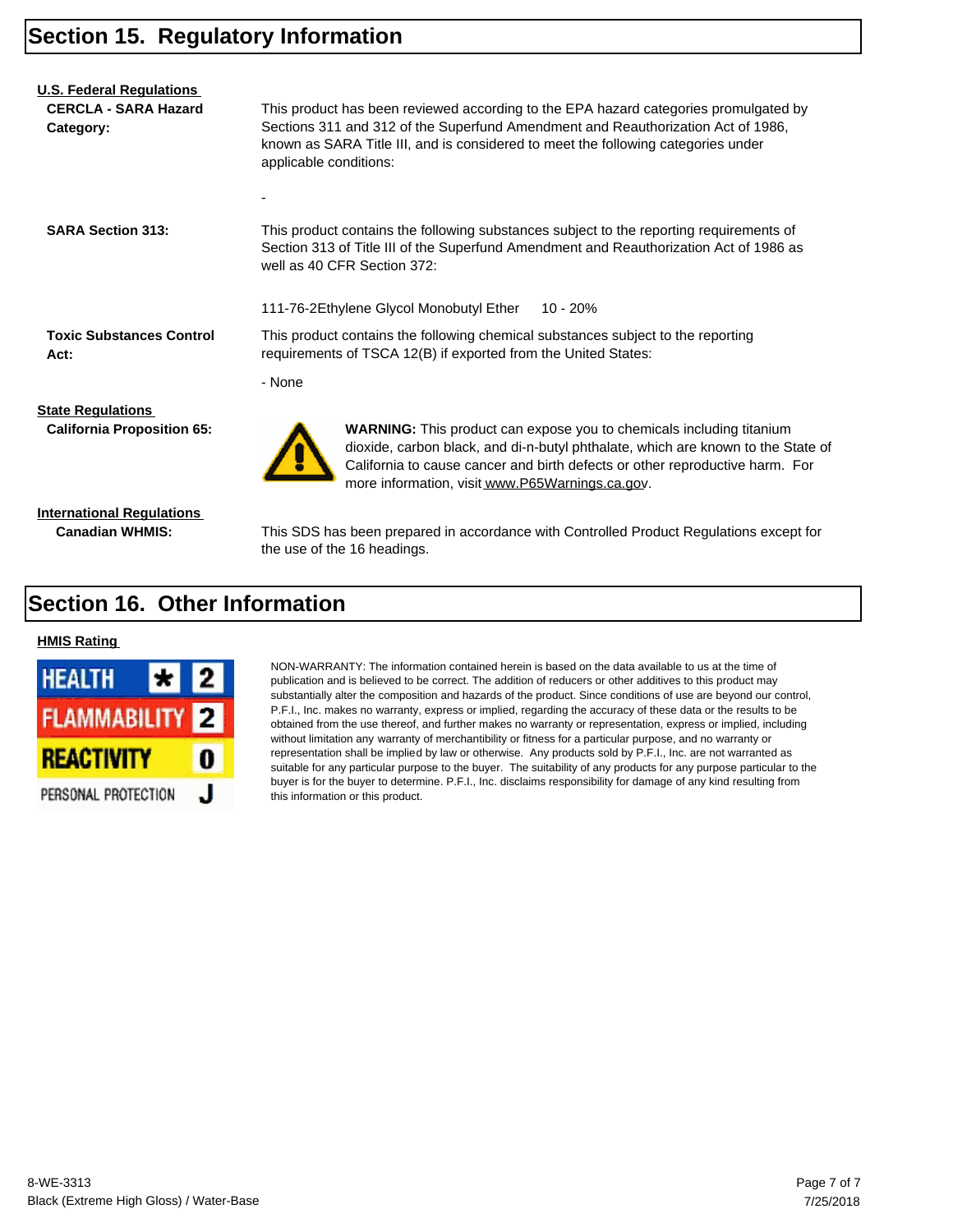## Section 15. Regulatory Information

**U.S. Federal Regulations**

**CERCLA - SARA Hazard Category:** This product has been reviewed according to the EPA hazard categories promulgated by Sections 311 and 312 of the Superfund Amendment and Reauthorization Act of 1986, known as SARA Title III, and is considered to meet the following categories under applicable conditions:

-

**SARA Section 313:** This product contains the following substances subject to the reporting requirements of Section 313 of Title III of the Superfund Amendment and Reauthorization Act of 1986 as well as 40 CFR Section 372:

111-76-2Ethylene Glycol Monobutyl Ether    10 - 20%

**Toxic Substances Control Act:** This product contains the following chemical substances subject to the reporting requirements of TSCA 12(B) if exported from the United States:

- None

**State Regulations**

**California Proposition 65:** **WARNING:** This product can expose you to chemicals including titanium dioxide, carbon black, and di-n-butyl phthalate, which are known to the State of California to cause cancer and birth defects or other reproductive harm. For more information, visit www.P65Warnings.ca.gov.

**International Regulations**

**Canadian WHMIS:** This SDS has been prepared in accordance with Controlled Product Regulations except for the use of the 16 headings.

## Section 16. Other Information

**HMIS Rating**

| | | |
|---|---|---|
| HEALTH | * | 2 |
| FLAMMABILITY | | 2 |
| REACTIVITY | | 0 |
| PERSONAL PROTECTION | | J |

NON-WARRANTY: The information contained herein is based on the data available to us at the time of publication and is believed to be correct. The addition of reducers or other additives to this product may substantially alter the composition and hazards of the product. Since conditions of use are beyond our control, P.F.I., Inc. makes no warranty, express or implied, regarding the accuracy of these data or the results to be obtained from the use thereof, and further makes no warranty or representation, express or implied, including without limitation any warranty of merchantibility or fitness for a particular purpose, and no warranty or representation shall be implied by law or otherwise. Any products sold by P.F.I., Inc. are not warranted as suitable for any particular purpose to the buyer. The suitability of any products for any purpose particular to the buyer is for the buyer to determine. P.F.I., Inc. disclaims responsibility for damage of any kind resulting from this information or this product.

8-WE-3313
Black (Extreme High Gloss) / Water-Base

7/25/2018